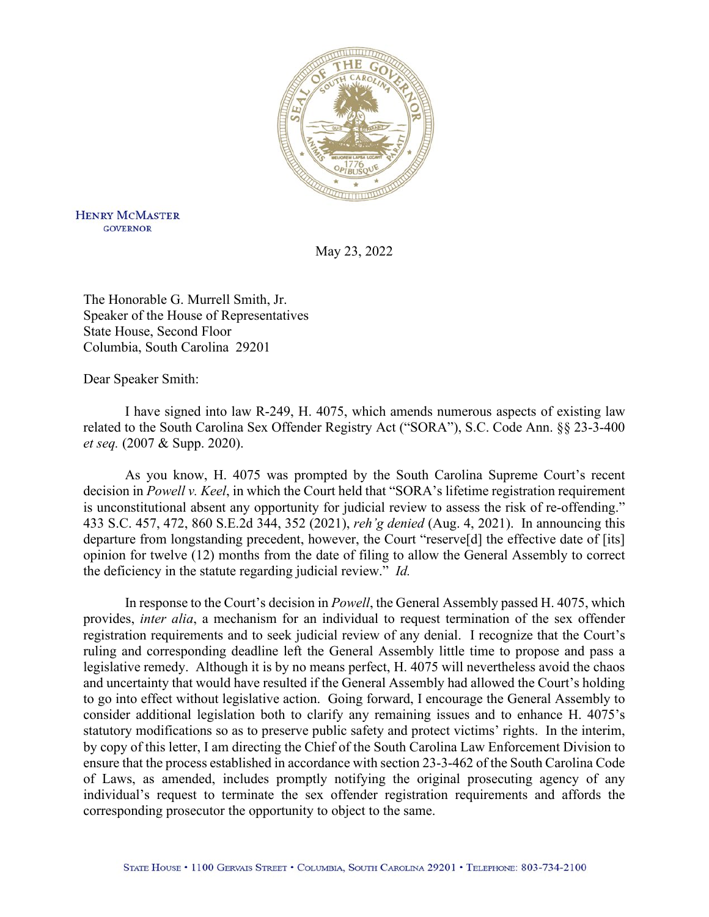HENRY MCMASTER
GOVERNOR

May 23, 2022

The Honorable G. Murrell Smith, Jr.
Speaker of the House of Representatives
State House, Second Floor
Columbia, South Carolina 29201

Dear Speaker Smith:

I have signed into law R-249, H. 4075, which amends numerous aspects of existing law related to the South Carolina Sex Offender Registry Act ("SORA"), S.C. Code Ann. §§ 23-3-400 *et seq.* (2007 & Supp. 2020).

As you know, H. 4075 was prompted by the South Carolina Supreme Court's recent decision in *Powell v. Keel*, in which the Court held that "SORA's lifetime registration requirement is unconstitutional absent any opportunity for judicial review to assess the risk of re-offending." 433 S.C. 457, 472, 860 S.E.2d 344, 352 (2021), *reh'g denied* (Aug. 4, 2021). In announcing this departure from longstanding precedent, however, the Court "reserve[d] the effective date of [its] opinion for twelve (12) months from the date of filing to allow the General Assembly to correct the deficiency in the statute regarding judicial review." *Id.*

In response to the Court's decision in *Powell*, the General Assembly passed H. 4075, which provides, *inter alia*, a mechanism for an individual to request termination of the sex offender registration requirements and to seek judicial review of any denial. I recognize that the Court's ruling and corresponding deadline left the General Assembly little time to propose and pass a legislative remedy. Although it is by no means perfect, H. 4075 will nevertheless avoid the chaos and uncertainty that would have resulted if the General Assembly had allowed the Court's holding to go into effect without legislative action. Going forward, I encourage the General Assembly to consider additional legislation both to clarify any remaining issues and to enhance H. 4075's statutory modifications so as to preserve public safety and protect victims' rights. In the interim, by copy of this letter, I am directing the Chief of the South Carolina Law Enforcement Division to ensure that the process established in accordance with section 23-3-462 of the South Carolina Code of Laws, as amended, includes promptly notifying the original prosecuting agency of any individual's request to terminate the sex offender registration requirements and affords the corresponding prosecutor the opportunity to object to the same.

STATE HOUSE • 1100 GERVAIS STREET • COLUMBIA, SOUTH CAROLINA 29201 • TELEPHONE: 803-734-2100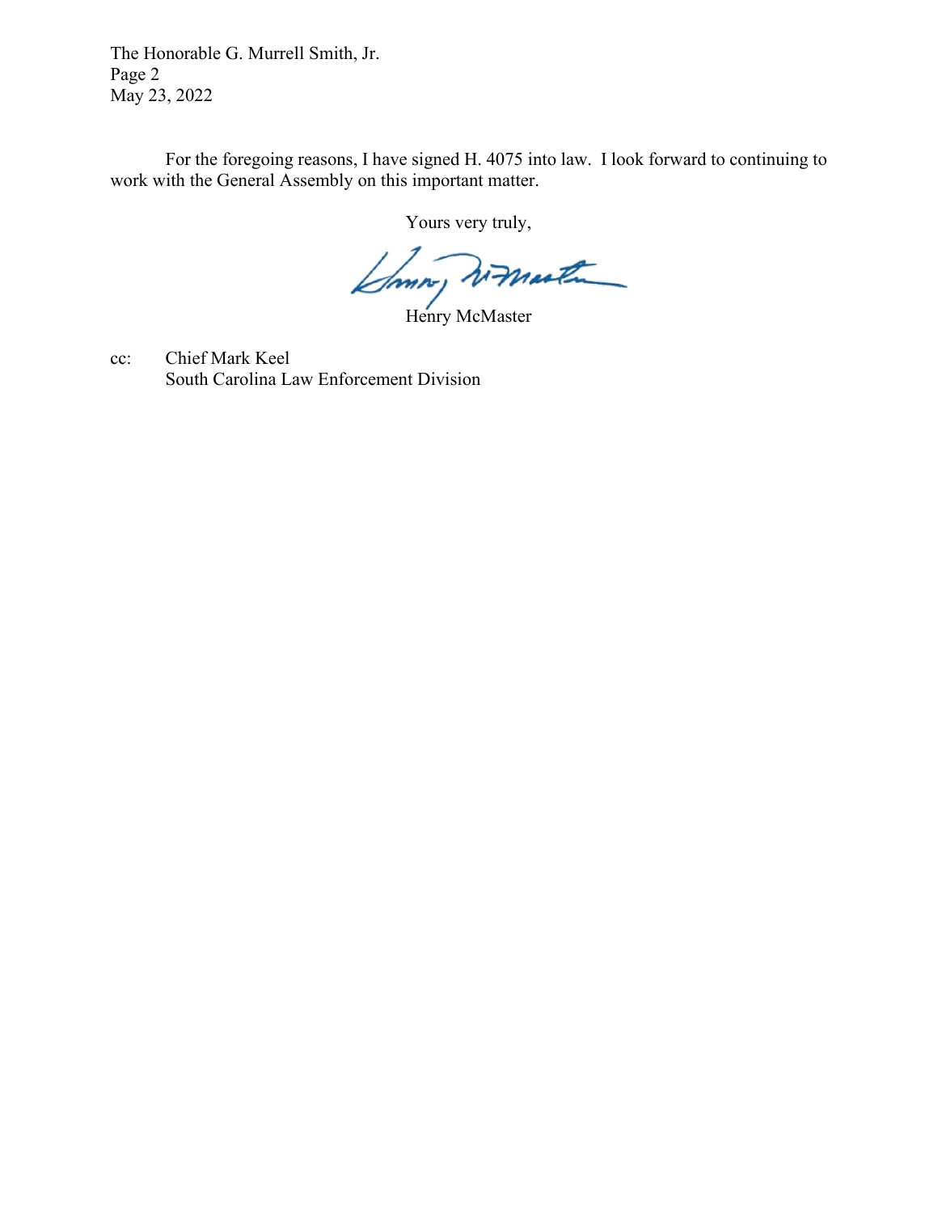For the foregoing reasons, I have signed H. 4075 into law. I look forward to continuing to work with the General Assembly on this important matter.

Yours very truly,

Henry McMaster

cc: Chief Mark Keel
South Carolina Law Enforcement Division